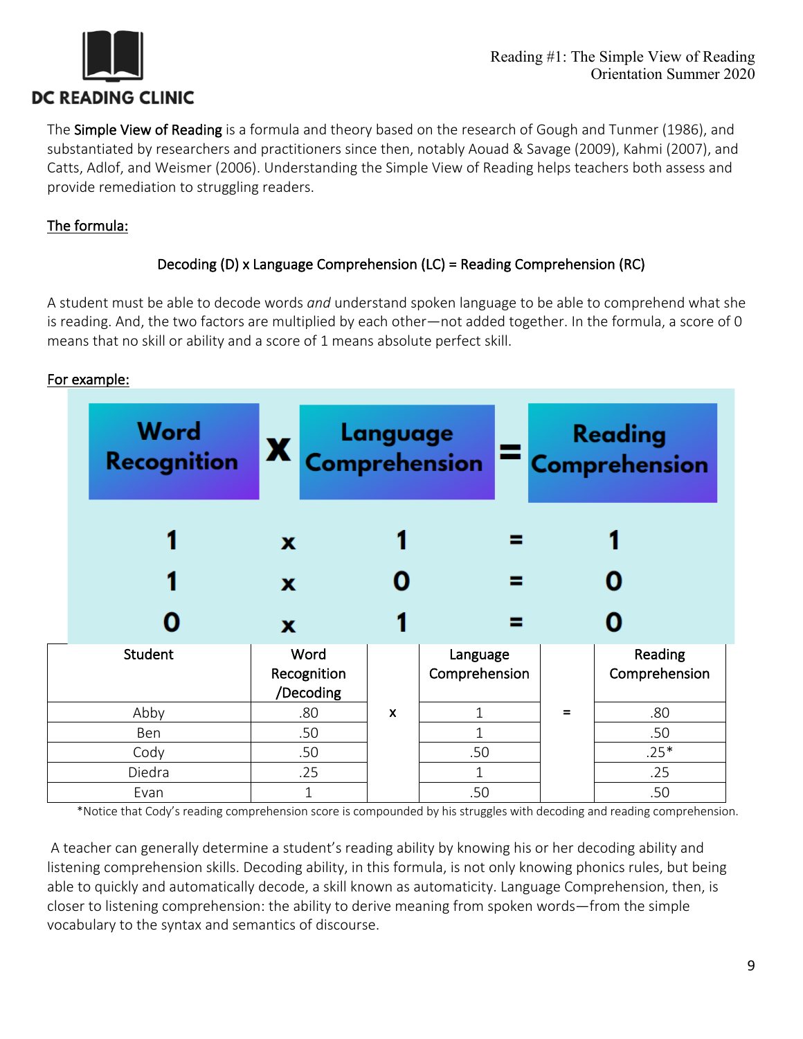# DC READING CLINIC

Reading #1: The Simple View of Reading
Orientation Summer 2020

The **Simple View of Reading** is a formula and theory based on the research of Gough and Tunmer (1986), and substantiated by researchers and practitioners since then, notably Aouad & Savage (2009), Kahmi (2007), and Catts, Adlof, and Weismer (2006). Understanding the Simple View of Reading helps teachers both assess and provide remediation to struggling readers.

<u>The formula:</u>

Decoding (D) x Language Comprehension (LC) = Reading Comprehension (RC)

A student must be able to decode words *and* understand spoken language to be able to comprehend what she is reading. And, the two factors are multiplied by each other—not added together. In the formula, a score of 0 means that no skill or ability and a score of 1 means absolute perfect skill.

<u>For example:</u>

| Word Recognition | | Language Comprehension | | Reading Comprehension |
|---|---|---|---|---|
| 1 | x | 1 | = | 1 |
| 1 | x | 0 | = | 0 |
| 0 | x | 1 | = | 0 |

| Student | Word Recognition /Decoding | | Language Comprehension | | Reading Comprehension |
|---|---|---|---|---|---|
| Abby | .80 | x | 1 | = | .80 |
| Ben | .50 | | 1 | | .50 |
| Cody | .50 | | .50 | | .25* |
| Diedra | .25 | | 1 | | .25 |
| Evan | 1 | | .50 | | .50 |

*Notice that Cody's reading comprehension score is compounded by his struggles with decoding and reading comprehension.

A teacher can generally determine a student's reading ability by knowing his or her decoding ability and listening comprehension skills. Decoding ability, in this formula, is not only knowing phonics rules, but being able to quickly and automatically decode, a skill known as automaticity. Language Comprehension, then, is closer to listening comprehension: the ability to derive meaning from spoken words—from the simple vocabulary to the syntax and semantics of discourse.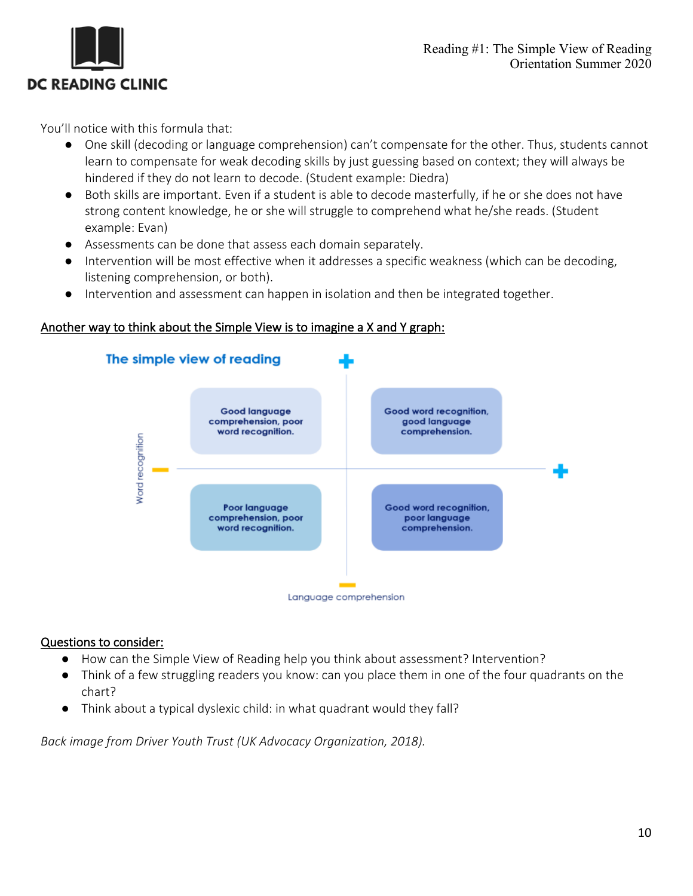You'll notice with this formula that:

- One skill (decoding or language comprehension) can't compensate for the other. Thus, students cannot learn to compensate for weak decoding skills by just guessing based on context; they will always be hindered if they do not learn to decode. (Student example: Diedra)
- Both skills are important. Even if a student is able to decode masterfully, if he or she does not have strong content knowledge, he or she will struggle to comprehend what he/she reads. (Student example: Evan)
- Assessments can be done that assess each domain separately.
- Intervention will be most effective when it addresses a specific weakness (which can be decoding, listening comprehension, or both).
- Intervention and assessment can happen in isolation and then be integrated together.

<u>Another way to think about the Simple View is to imagine a X and Y graph:</u>

The simple view of reading

Good language comprehension, poor word recognition.

Good word recognition, good language comprehension.

Poor language comprehension, poor word recognition.

Good word recognition, poor language comprehension.

Word recognition

Language comprehension

<u>Questions to consider:</u>

- How can the Simple View of Reading help you think about assessment? Intervention?
- Think of a few struggling readers you know: can you place them in one of the four quadrants on the chart?
- Think about a typical dyslexic child: in what quadrant would they fall?

*Back image from Driver Youth Trust (UK Advocacy Organization, 2018).*